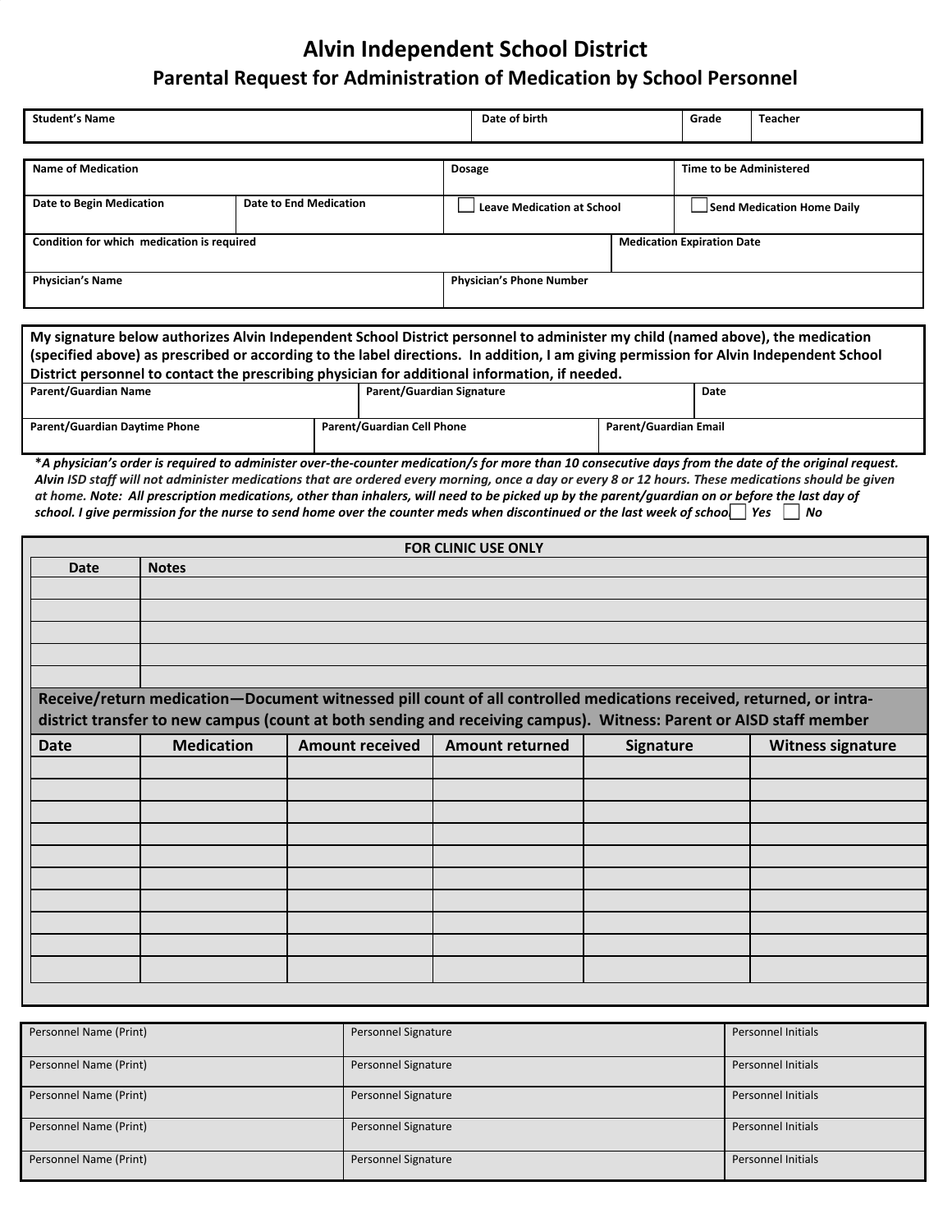# Alvin Independent School District

## Parental Request for Administration of Medication by School Personnel

| Student's Name | Date of birth | Grade | Teacher |
|---|---|---|---|
| | | | |

| Name of Medication | | Dosage | Time to be Administered |
|---|---|---|---|
| **Date to Begin Medication** | **Date to End Medication** | ☐ Leave Medication at School | ☐ Send Medication Home Daily |

| Condition for which medication is required | Medication Expiration Date |
|---|---|
| | |

| Physician's Name | Physician's Phone Number |
|---|---|
| | |

**My signature below authorizes Alvin Independent School District personnel to administer my child (named above), the medication (specified above) as prescribed or according to the label directions. In addition, I am giving permission for Alvin Independent School District personnel to contact the prescribing physician for additional information, if needed.**

| Parent/Guardian Name | Parent/Guardian Signature | Date |
|---|---|---|
| | | |

| Parent/Guardian Daytime Phone | Parent/Guardian Cell Phone | Parent/Guardian Email |
|---|---|---|
| | | |

***A physician's order is required to administer over-the-counter medication/s for more than 10 consecutive days from the date of the original request. Alvin ISD staff will not administer medications that are ordered every morning, once a day or every 8 or 12 hours. These medications should be given at home. Note: All prescription medications, other than inhalers, will need to be picked up by the parent/guardian on or before the last day of school. I give permission for the nurse to send home over the counter meds when discontinued or the last week of school** ☐ **Yes** ☐ **No***

### FOR CLINIC USE ONLY

| Date | Notes |
|---|---|
| | |
| | |
| | |
| | |
| | |

**Receive/return medication—Document witnessed pill count of all controlled medications received, returned, or intra-district transfer to new campus (count at both sending and receiving campus). Witness: Parent or AISD staff member**

| Date | Medication | Amount received | Amount returned | Signature | Witness signature |
|---|---|---|---|---|---|
| | | | | | |
| | | | | | |
| | | | | | |
| | | | | | |
| | | | | | |
| | | | | | |
| | | | | | |
| | | | | | |
| | | | | | |

| Personnel Name (Print) | Personnel Signature | Personnel Initials |
|---|---|---|
| Personnel Name (Print) | Personnel Signature | Personnel Initials |
| Personnel Name (Print) | Personnel Signature | Personnel Initials |
| Personnel Name (Print) | Personnel Signature | Personnel Initials |
| Personnel Name (Print) | Personnel Signature | Personnel Initials |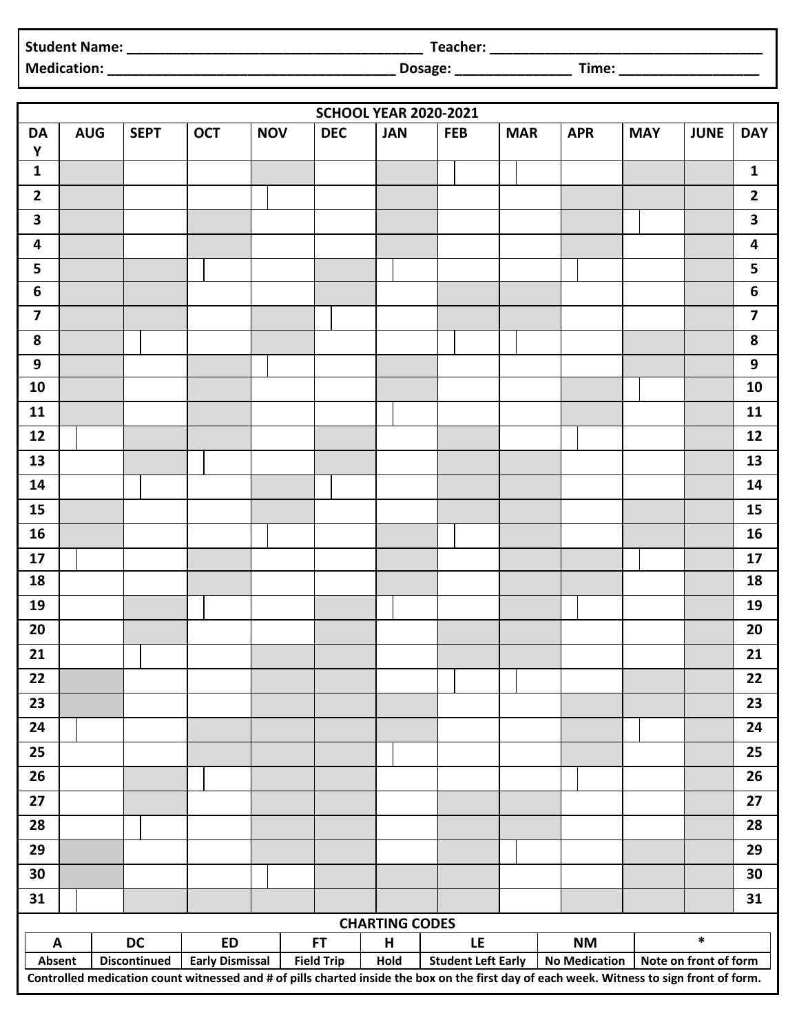Student Name: ______________________________________ Teacher: ___________________________________

Medication: ____________________________________ Dosage: ______________ Time: _________________

| SCHOOL YEAR 2020-2021 | | | | | | | | | | | | |
|---|---|---|---|---|---|---|---|---|---|---|---|---|
| DAY | AUG | SEPT | OCT | NOV | DEC | JAN | FEB | MAR | APR | MAY | JUNE | DAY |
| 1 | | | | | | | | | | | | 1 |
| 2 | | | | | | | | | | | | 2 |
| 3 | | | | | | | | | | | | 3 |
| 4 | | | | | | | | | | | | 4 |
| 5 | | | | | | | | | | | | 5 |
| 6 | | | | | | | | | | | | 6 |
| 7 | | | | | | | | | | | | 7 |
| 8 | | | | | | | | | | | | 8 |
| 9 | | | | | | | | | | | | 9 |
| 10 | | | | | | | | | | | | 10 |
| 11 | | | | | | | | | | | | 11 |
| 12 | | | | | | | | | | | | 12 |
| 13 | | | | | | | | | | | | 13 |
| 14 | | | | | | | | | | | | 14 |
| 15 | | | | | | | | | | | | 15 |
| 16 | | | | | | | | | | | | 16 |
| 17 | | | | | | | | | | | | 17 |
| 18 | | | | | | | | | | | | 18 |
| 19 | | | | | | | | | | | | 19 |
| 20 | | | | | | | | | | | | 20 |
| 21 | | | | | | | | | | | | 21 |
| 22 | | | | | | | | | | | | 22 |
| 23 | | | | | | | | | | | | 23 |
| 24 | | | | | | | | | | | | 24 |
| 25 | | | | | | | | | | | | 25 |
| 26 | | | | | | | | | | | | 26 |
| 27 | | | | | | | | | | | | 27 |
| 28 | | | | | | | | | | | | 28 |
| 29 | | | | | | | | | | | | 29 |
| 30 | | | | | | | | | | | | 30 |
| 31 | | | | | | | | | | | | 31 |

**CHARTING CODES**

| A | DC | ED | FT | H | LE | NM | * |
|---|---|---|---|---|---|---|---|
| Absent | Discontinued | Early Dismissal | Field Trip | Hold | Student Left Early | No Medication | Note on front of form |

Controlled medication count witnessed and # of pills charted inside the box on the first day of each week. Witness to sign front of form.